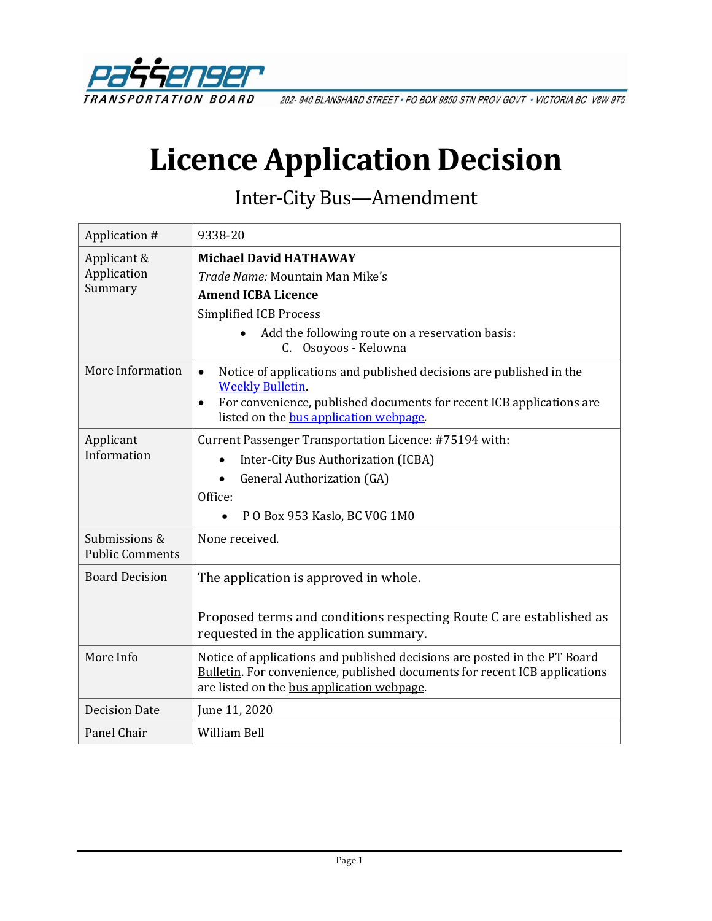PASSENGER TRANSPORTATION BOARD 202- 940 BLANSHARD STREET • PO BOX 9850 STN PROV GOVT • VICTORIA BC V8W 9T5

# Licence Application Decision

## Inter-City Bus—Amendment

| | |
|---|---|
| Application # | 9338-20 |
| Applicant & Application Summary | **Michael David HATHAWAY**<br>*Trade Name:* Mountain Man Mike's<br>**Amend ICBA Licence**<br>Simplified ICB Process<br>• Add the following route on a reservation basis:<br>C. Osoyoos - Kelowna |
| More Information | • Notice of applications and published decisions are published in the Weekly Bulletin.<br>• For convenience, published documents for recent ICB applications are listed on the bus application webpage. |
| Applicant Information | Current Passenger Transportation Licence: #75194 with:<br>• Inter-City Bus Authorization (ICBA)<br>• General Authorization (GA)<br>Office:<br>• P O Box 953 Kaslo, BC V0G 1M0 |
| Submissions & Public Comments | None received. |
| Board Decision | The application is approved in whole.<br><br>Proposed terms and conditions respecting Route C are established as requested in the application summary. |
| More Info | Notice of applications and published decisions are posted in the PT Board Bulletin. For convenience, published documents for recent ICB applications are listed on the bus application webpage. |
| Decision Date | June 11, 2020 |
| Panel Chair | William Bell |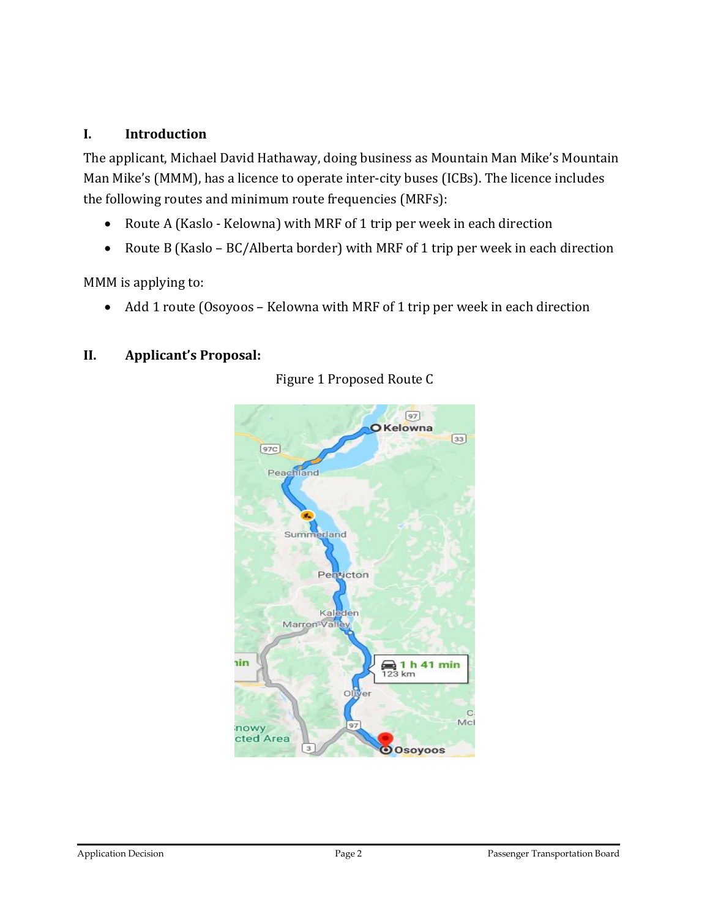## I. Introduction

The applicant, Michael David Hathaway, doing business as Mountain Man Mike's Mountain Man Mike's (MMM), has a licence to operate inter-city buses (ICBs). The licence includes the following routes and minimum route frequencies (MRFs):

- Route A (Kaslo - Kelowna) with MRF of 1 trip per week in each direction
- Route B (Kaslo – BC/Alberta border) with MRF of 1 trip per week in each direction

MMM is applying to:

- Add 1 route (Osoyoos – Kelowna with MRF of 1 trip per week in each direction

## II. Applicant's Proposal:

Figure 1 Proposed Route C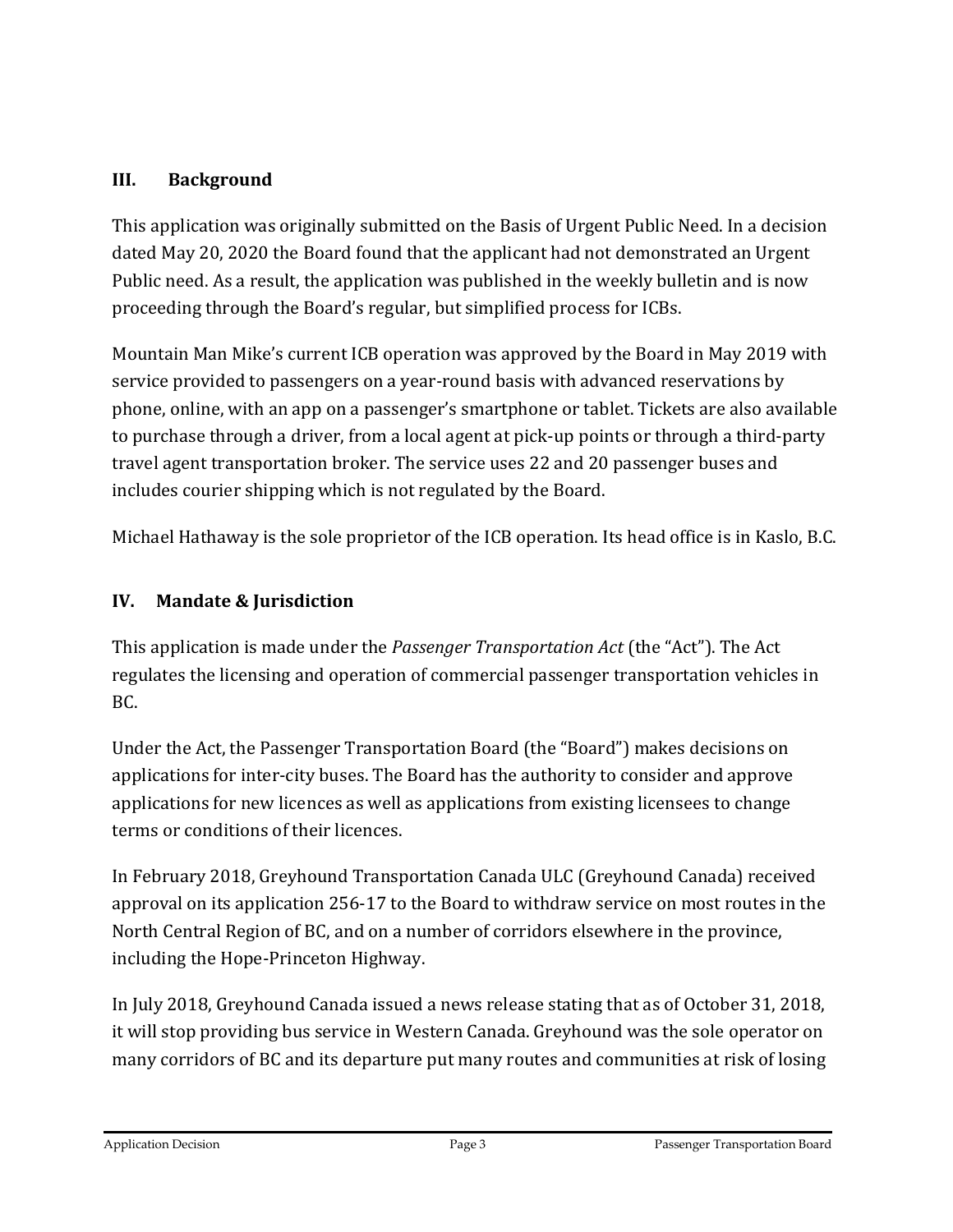## III. Background

This application was originally submitted on the Basis of Urgent Public Need. In a decision dated May 20, 2020 the Board found that the applicant had not demonstrated an Urgent Public need. As a result, the application was published in the weekly bulletin and is now proceeding through the Board's regular, but simplified process for ICBs.

Mountain Man Mike's current ICB operation was approved by the Board in May 2019 with service provided to passengers on a year-round basis with advanced reservations by phone, online, with an app on a passenger's smartphone or tablet. Tickets are also available to purchase through a driver, from a local agent at pick-up points or through a third-party travel agent transportation broker. The service uses 22 and 20 passenger buses and includes courier shipping which is not regulated by the Board.

Michael Hathaway is the sole proprietor of the ICB operation. Its head office is in Kaslo, B.C.

## IV. Mandate & Jurisdiction

This application is made under the *Passenger Transportation Act* (the "Act"). The Act regulates the licensing and operation of commercial passenger transportation vehicles in BC.

Under the Act, the Passenger Transportation Board (the "Board") makes decisions on applications for inter-city buses. The Board has the authority to consider and approve applications for new licences as well as applications from existing licensees to change terms or conditions of their licences.

In February 2018, Greyhound Transportation Canada ULC (Greyhound Canada) received approval on its application 256-17 to the Board to withdraw service on most routes in the North Central Region of BC, and on a number of corridors elsewhere in the province, including the Hope-Princeton Highway.

In July 2018, Greyhound Canada issued a news release stating that as of October 31, 2018, it will stop providing bus service in Western Canada. Greyhound was the sole operator on many corridors of BC and its departure put many routes and communities at risk of losing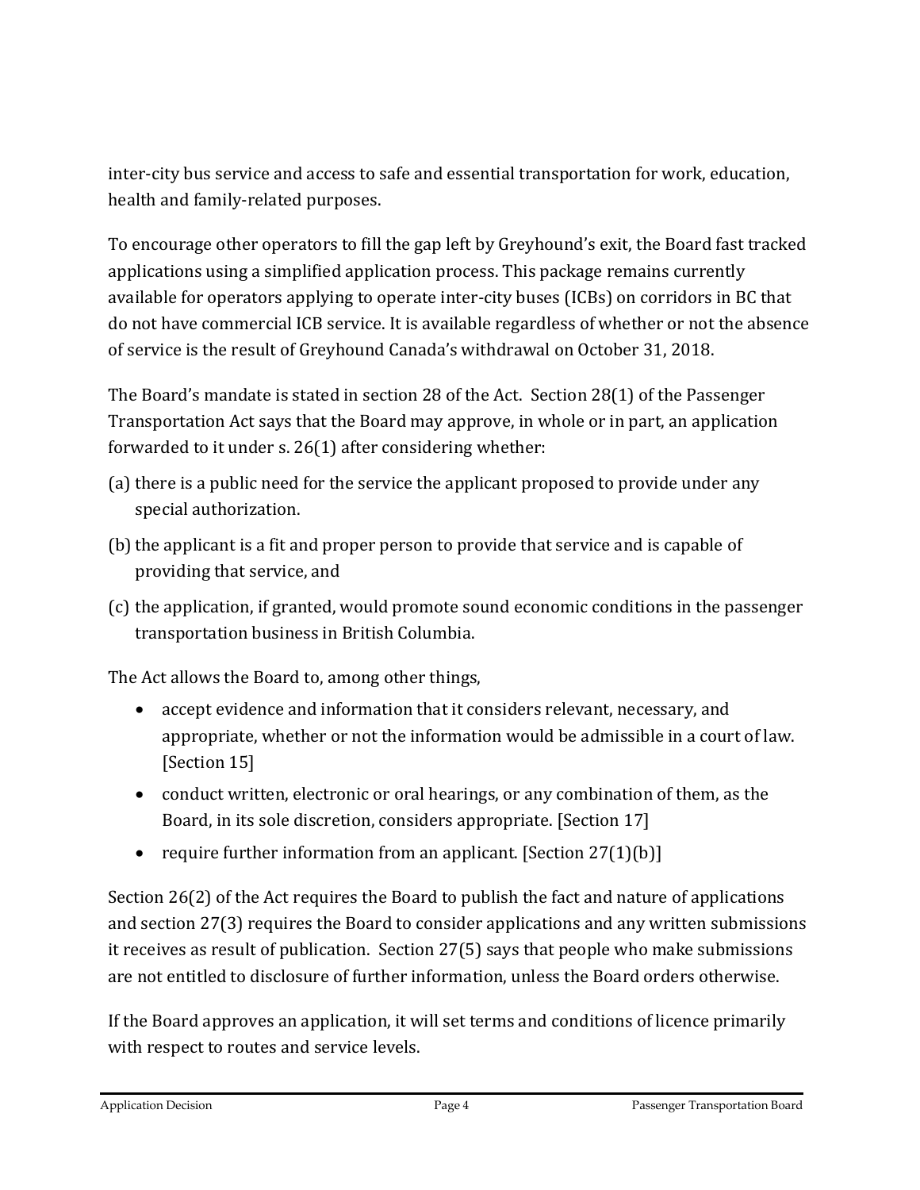inter-city bus service and access to safe and essential transportation for work, education, health and family-related purposes.

To encourage other operators to fill the gap left by Greyhound's exit, the Board fast tracked applications using a simplified application process. This package remains currently available for operators applying to operate inter-city buses (ICBs) on corridors in BC that do not have commercial ICB service. It is available regardless of whether or not the absence of service is the result of Greyhound Canada's withdrawal on October 31, 2018.

The Board's mandate is stated in section 28 of the Act. Section 28(1) of the Passenger Transportation Act says that the Board may approve, in whole or in part, an application forwarded to it under s. 26(1) after considering whether:

(a) there is a public need for the service the applicant proposed to provide under any special authorization.

(b) the applicant is a fit and proper person to provide that service and is capable of providing that service, and

(c) the application, if granted, would promote sound economic conditions in the passenger transportation business in British Columbia.

The Act allows the Board to, among other things,

- accept evidence and information that it considers relevant, necessary, and appropriate, whether or not the information would be admissible in a court of law. [Section 15]
- conduct written, electronic or oral hearings, or any combination of them, as the Board, in its sole discretion, considers appropriate. [Section 17]
- require further information from an applicant. [Section 27(1)(b)]

Section 26(2) of the Act requires the Board to publish the fact and nature of applications and section 27(3) requires the Board to consider applications and any written submissions it receives as result of publication. Section 27(5) says that people who make submissions are not entitled to disclosure of further information, unless the Board orders otherwise.

If the Board approves an application, it will set terms and conditions of licence primarily with respect to routes and service levels.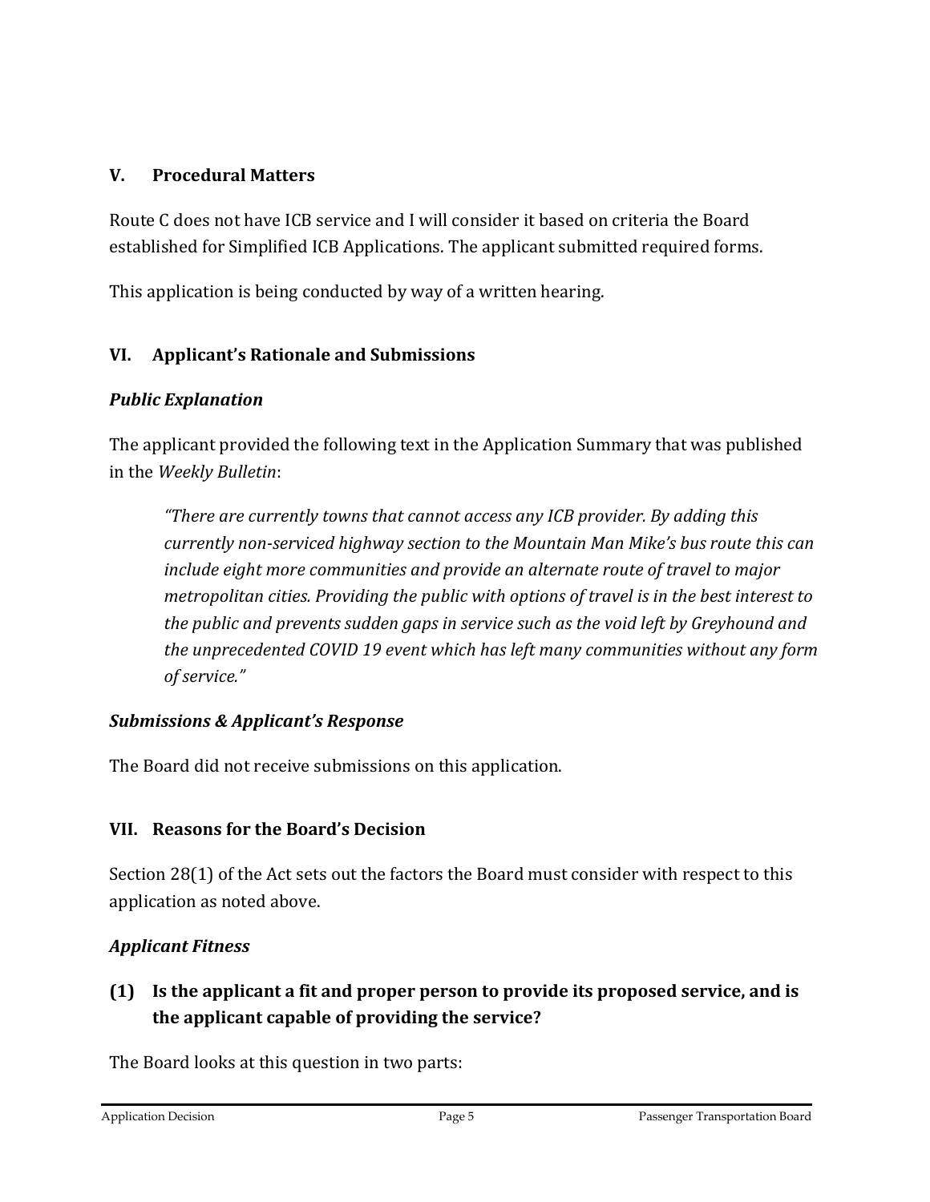## V. Procedural Matters

Route C does not have ICB service and I will consider it based on criteria the Board established for Simplified ICB Applications. The applicant submitted required forms.

This application is being conducted by way of a written hearing.

## VI. Applicant's Rationale and Submissions

### *Public Explanation*

The applicant provided the following text in the Application Summary that was published in the *Weekly Bulletin*:

> *"There are currently towns that cannot access any ICB provider. By adding this currently non-serviced highway section to the Mountain Man Mike's bus route this can include eight more communities and provide an alternate route of travel to major metropolitan cities. Providing the public with options of travel is in the best interest to the public and prevents sudden gaps in service such as the void left by Greyhound and the unprecedented COVID 19 event which has left many communities without any form of service."*

### *Submissions & Applicant's Response*

The Board did not receive submissions on this application.

## VII. Reasons for the Board's Decision

Section 28(1) of the Act sets out the factors the Board must consider with respect to this application as noted above.

### *Applicant Fitness*

**(1) Is the applicant a fit and proper person to provide its proposed service, and is the applicant capable of providing the service?**

The Board looks at this question in two parts: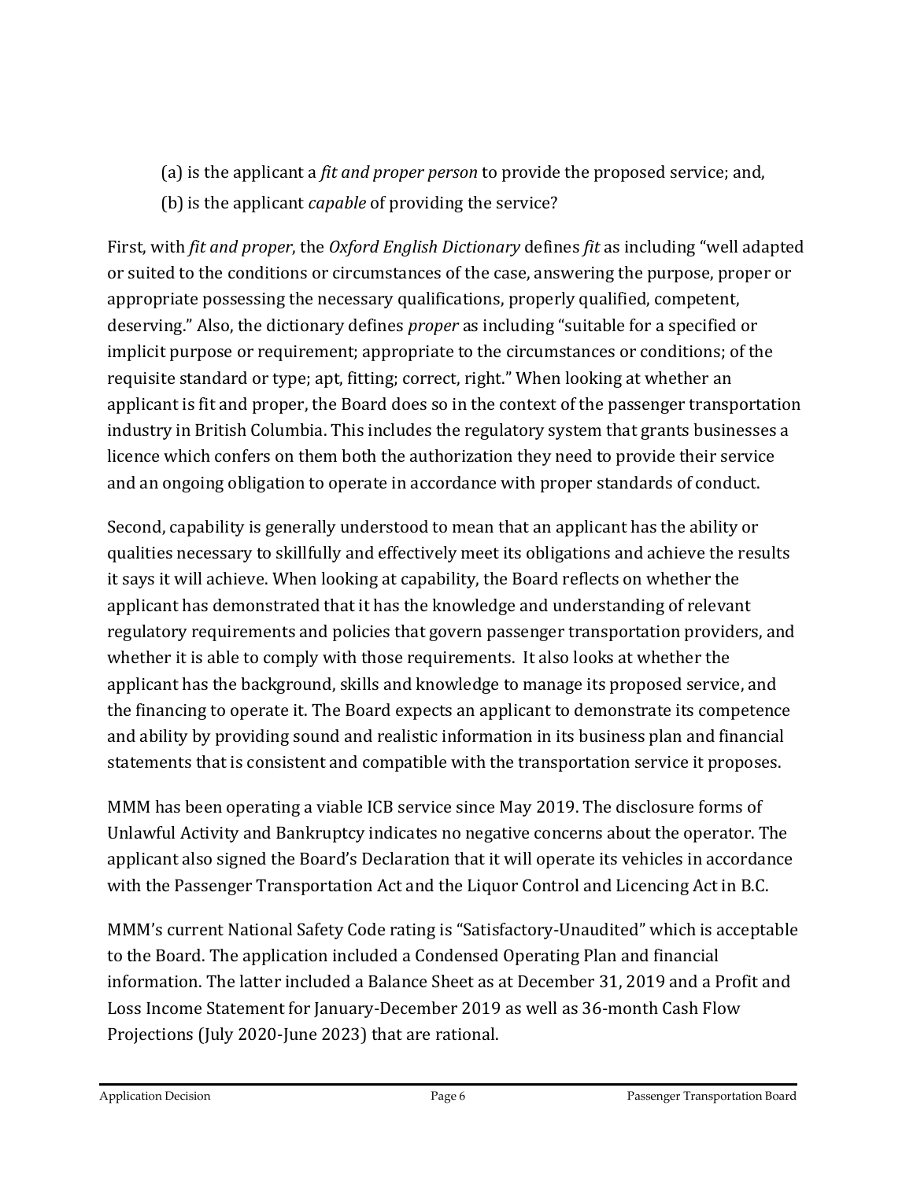(a) is the applicant a *fit and proper person* to provide the proposed service; and,

(b) is the applicant *capable* of providing the service?

First, with *fit and proper*, the *Oxford English Dictionary* defines *fit* as including "well adapted or suited to the conditions or circumstances of the case, answering the purpose, proper or appropriate possessing the necessary qualifications, properly qualified, competent, deserving." Also, the dictionary defines *proper* as including "suitable for a specified or implicit purpose or requirement; appropriate to the circumstances or conditions; of the requisite standard or type; apt, fitting; correct, right." When looking at whether an applicant is fit and proper, the Board does so in the context of the passenger transportation industry in British Columbia. This includes the regulatory system that grants businesses a licence which confers on them both the authorization they need to provide their service and an ongoing obligation to operate in accordance with proper standards of conduct.

Second, capability is generally understood to mean that an applicant has the ability or qualities necessary to skillfully and effectively meet its obligations and achieve the results it says it will achieve. When looking at capability, the Board reflects on whether the applicant has demonstrated that it has the knowledge and understanding of relevant regulatory requirements and policies that govern passenger transportation providers, and whether it is able to comply with those requirements. It also looks at whether the applicant has the background, skills and knowledge to manage its proposed service, and the financing to operate it. The Board expects an applicant to demonstrate its competence and ability by providing sound and realistic information in its business plan and financial statements that is consistent and compatible with the transportation service it proposes.

MMM has been operating a viable ICB service since May 2019. The disclosure forms of Unlawful Activity and Bankruptcy indicates no negative concerns about the operator. The applicant also signed the Board's Declaration that it will operate its vehicles in accordance with the Passenger Transportation Act and the Liquor Control and Licencing Act in B.C.

MMM's current National Safety Code rating is "Satisfactory-Unaudited" which is acceptable to the Board. The application included a Condensed Operating Plan and financial information. The latter included a Balance Sheet as at December 31, 2019 and a Profit and Loss Income Statement for January-December 2019 as well as 36-month Cash Flow Projections (July 2020-June 2023) that are rational.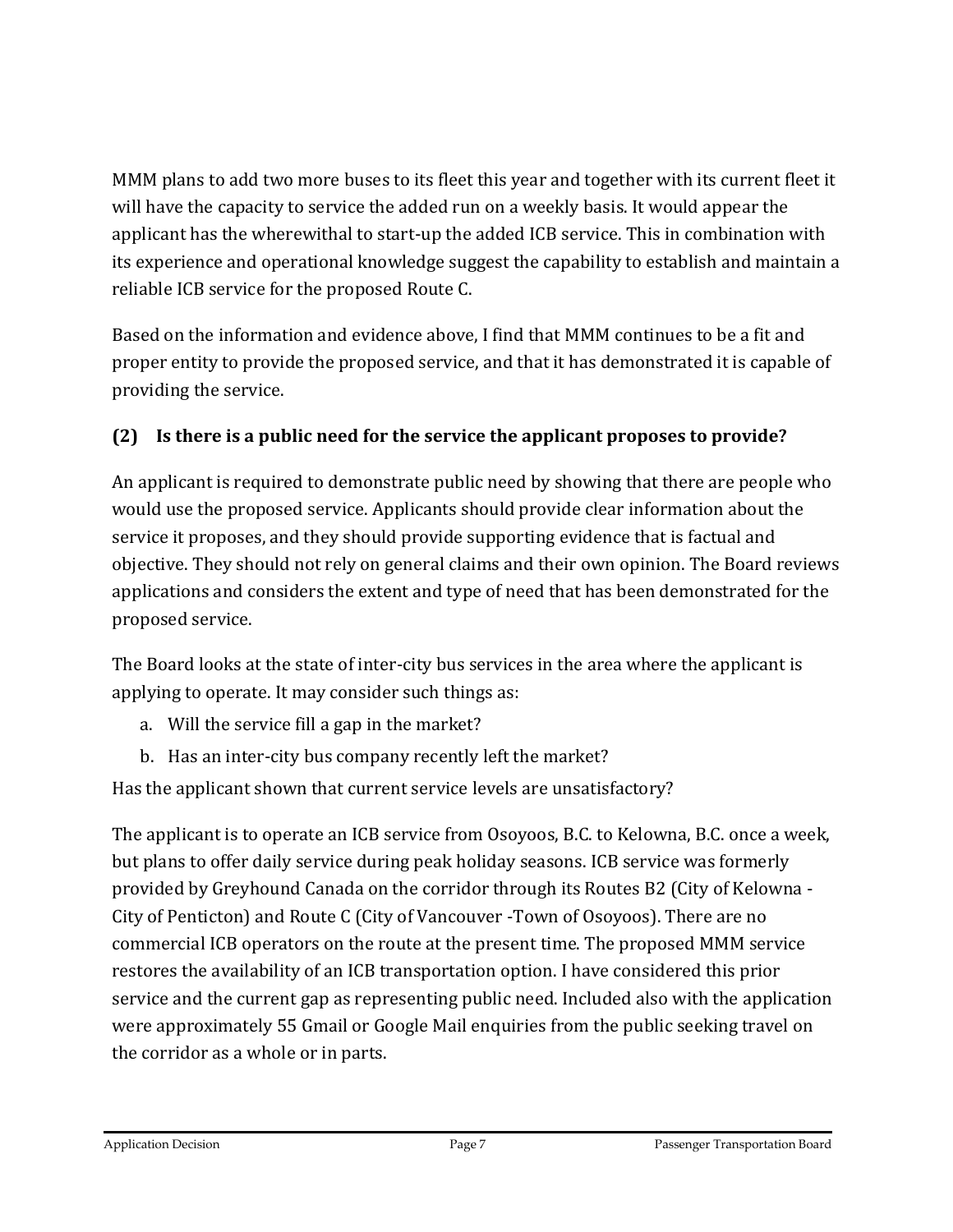MMM plans to add two more buses to its fleet this year and together with its current fleet it will have the capacity to service the added run on a weekly basis. It would appear the applicant has the wherewithal to start-up the added ICB service. This in combination with its experience and operational knowledge suggest the capability to establish and maintain a reliable ICB service for the proposed Route C.

Based on the information and evidence above, I find that MMM continues to be a fit and proper entity to provide the proposed service, and that it has demonstrated it is capable of providing the service.

### (2) Is there is a public need for the service the applicant proposes to provide?

An applicant is required to demonstrate public need by showing that there are people who would use the proposed service. Applicants should provide clear information about the service it proposes, and they should provide supporting evidence that is factual and objective. They should not rely on general claims and their own opinion. The Board reviews applications and considers the extent and type of need that has been demonstrated for the proposed service.

The Board looks at the state of inter-city bus services in the area where the applicant is applying to operate. It may consider such things as:

a. Will the service fill a gap in the market?
b. Has an inter-city bus company recently left the market?

Has the applicant shown that current service levels are unsatisfactory?

The applicant is to operate an ICB service from Osoyoos, B.C. to Kelowna, B.C. once a week, but plans to offer daily service during peak holiday seasons. ICB service was formerly provided by Greyhound Canada on the corridor through its Routes B2 (City of Kelowna - City of Penticton) and Route C (City of Vancouver -Town of Osoyoos). There are no commercial ICB operators on the route at the present time. The proposed MMM service restores the availability of an ICB transportation option. I have considered this prior service and the current gap as representing public need. Included also with the application were approximately 55 Gmail or Google Mail enquiries from the public seeking travel on the corridor as a whole or in parts.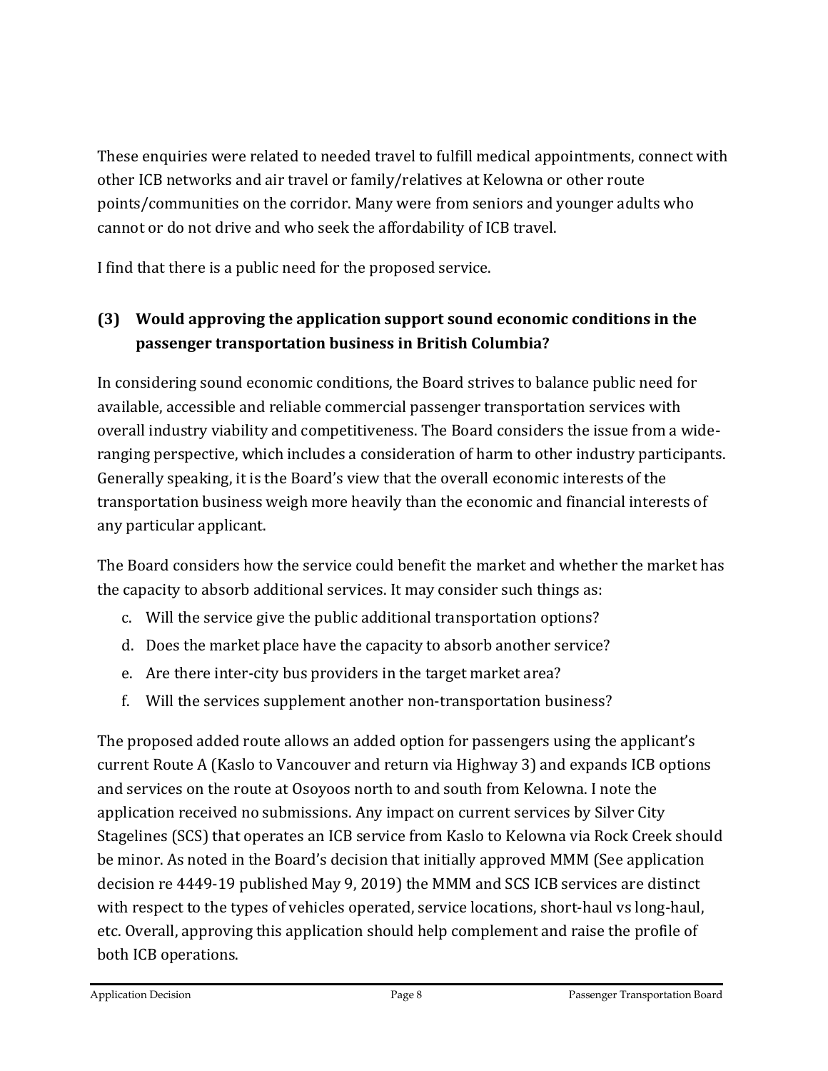These enquiries were related to needed travel to fulfill medical appointments, connect with other ICB networks and air travel or family/relatives at Kelowna or other route points/communities on the corridor. Many were from seniors and younger adults who cannot or do not drive and who seek the affordability of ICB travel.

I find that there is a public need for the proposed service.

### (3) Would approving the application support sound economic conditions in the passenger transportation business in British Columbia?

In considering sound economic conditions, the Board strives to balance public need for available, accessible and reliable commercial passenger transportation services with overall industry viability and competitiveness. The Board considers the issue from a wide-ranging perspective, which includes a consideration of harm to other industry participants. Generally speaking, it is the Board's view that the overall economic interests of the transportation business weigh more heavily than the economic and financial interests of any particular applicant.

The Board considers how the service could benefit the market and whether the market has the capacity to absorb additional services. It may consider such things as:

c. Will the service give the public additional transportation options?
d. Does the market place have the capacity to absorb another service?
e. Are there inter-city bus providers in the target market area?
f. Will the services supplement another non-transportation business?

The proposed added route allows an added option for passengers using the applicant's current Route A (Kaslo to Vancouver and return via Highway 3) and expands ICB options and services on the route at Osoyoos north to and south from Kelowna. I note the application received no submissions. Any impact on current services by Silver City Stagelines (SCS) that operates an ICB service from Kaslo to Kelowna via Rock Creek should be minor. As noted in the Board's decision that initially approved MMM (See application decision re 4449-19 published May 9, 2019) the MMM and SCS ICB services are distinct with respect to the types of vehicles operated, service locations, short-haul vs long-haul, etc. Overall, approving this application should help complement and raise the profile of both ICB operations.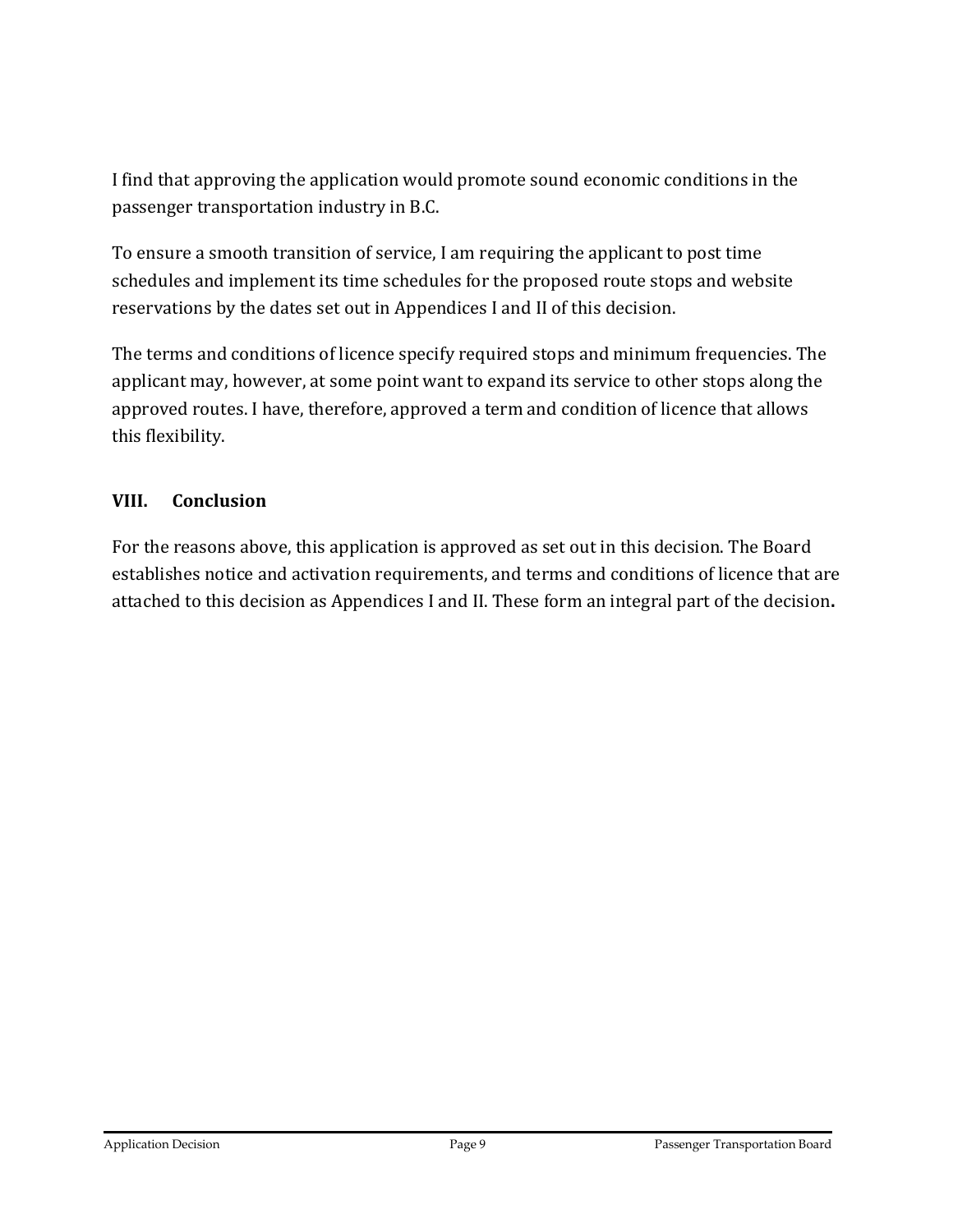I find that approving the application would promote sound economic conditions in the passenger transportation industry in B.C.

To ensure a smooth transition of service, I am requiring the applicant to post time schedules and implement its time schedules for the proposed route stops and website reservations by the dates set out in Appendices I and II of this decision.

The terms and conditions of licence specify required stops and minimum frequencies. The applicant may, however, at some point want to expand its service to other stops along the approved routes. I have, therefore, approved a term and condition of licence that allows this flexibility.

## VIII. Conclusion

For the reasons above, this application is approved as set out in this decision. The Board establishes notice and activation requirements, and terms and conditions of licence that are attached to this decision as Appendices I and II. These form an integral part of the decision**.**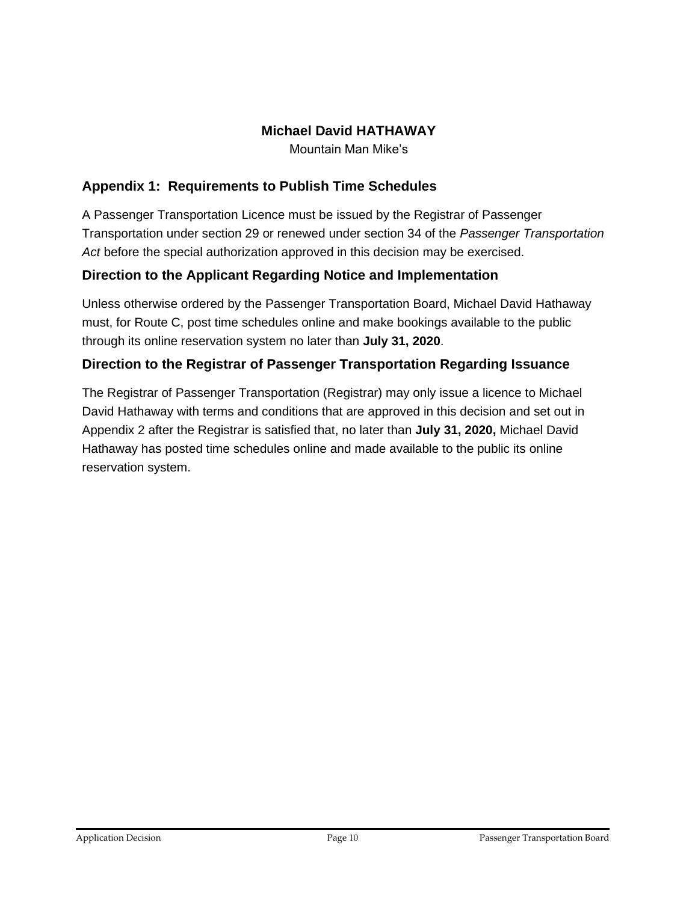**Michael David HATHAWAY**

Mountain Man Mike's

## Appendix 1: Requirements to Publish Time Schedules

A Passenger Transportation Licence must be issued by the Registrar of Passenger Transportation under section 29 or renewed under section 34 of the *Passenger Transportation Act* before the special authorization approved in this decision may be exercised.

### Direction to the Applicant Regarding Notice and Implementation

Unless otherwise ordered by the Passenger Transportation Board, Michael David Hathaway must, for Route C, post time schedules online and make bookings available to the public through its online reservation system no later than **July 31, 2020**.

### Direction to the Registrar of Passenger Transportation Regarding Issuance

The Registrar of Passenger Transportation (Registrar) may only issue a licence to Michael David Hathaway with terms and conditions that are approved in this decision and set out in Appendix 2 after the Registrar is satisfied that, no later than **July 31, 2020,** Michael David Hathaway has posted time schedules online and made available to the public its online reservation system.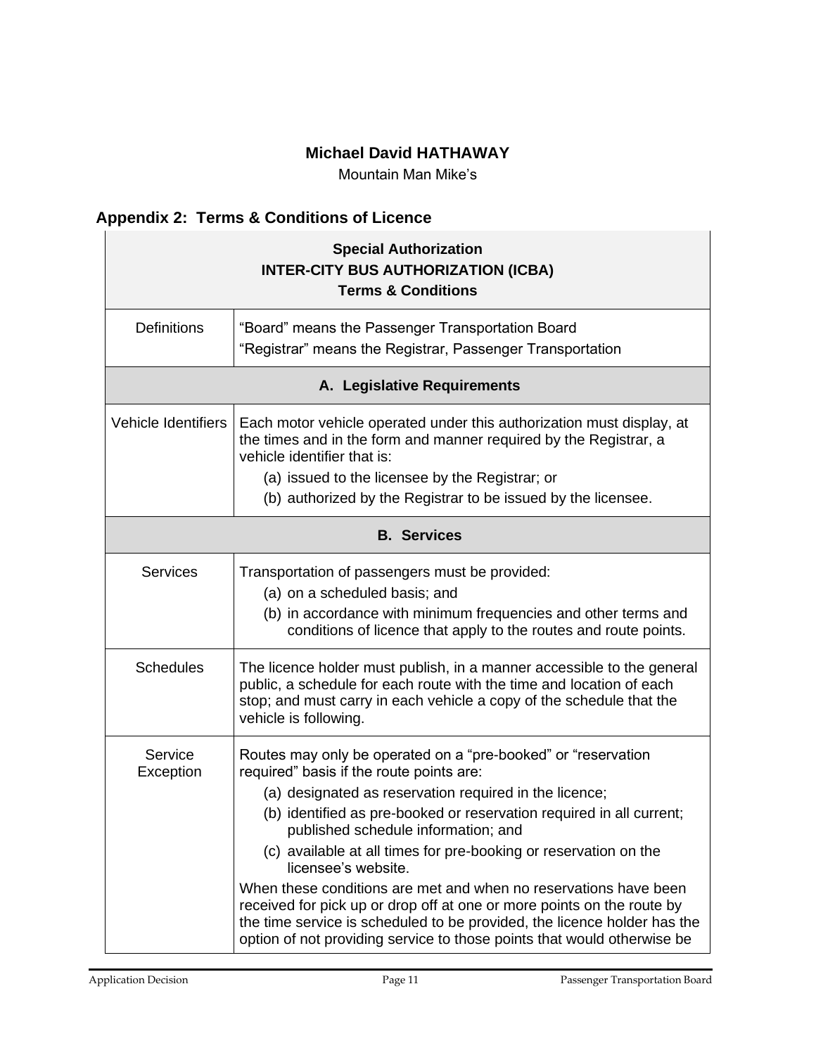**Michael David HATHAWAY**

Mountain Man Mike's

## Appendix 2: Terms & Conditions of Licence

| **Special Authorization**<br>**INTER-CITY BUS AUTHORIZATION (ICBA)**<br>**Terms & Conditions** | |
|---|---|
| Definitions | "Board" means the Passenger Transportation Board<br>"Registrar" means the Registrar, Passenger Transportation |
| **A. Legislative Requirements** | |
| Vehicle Identifiers | Each motor vehicle operated under this authorization must display, at the times and in the form and manner required by the Registrar, a vehicle identifier that is:<br>(a) issued to the licensee by the Registrar; or<br>(b) authorized by the Registrar to be issued by the licensee. |
| **B. Services** | |
| Services | Transportation of passengers must be provided:<br>(a) on a scheduled basis; and<br>(b) in accordance with minimum frequencies and other terms and conditions of licence that apply to the routes and route points. |
| Schedules | The licence holder must publish, in a manner accessible to the general public, a schedule for each route with the time and location of each stop; and must carry in each vehicle a copy of the schedule that the vehicle is following. |
| Service Exception | Routes may only be operated on a "pre-booked" or "reservation required" basis if the route points are:<br>(a) designated as reservation required in the licence;<br>(b) identified as pre-booked or reservation required in all current; published schedule information; and<br>(c) available at all times for pre-booking or reservation on the licensee's website.<br>When these conditions are met and when no reservations have been received for pick up or drop off at one or more points on the route by the time service is scheduled to be provided, the licence holder has the option of not providing service to those points that would otherwise be |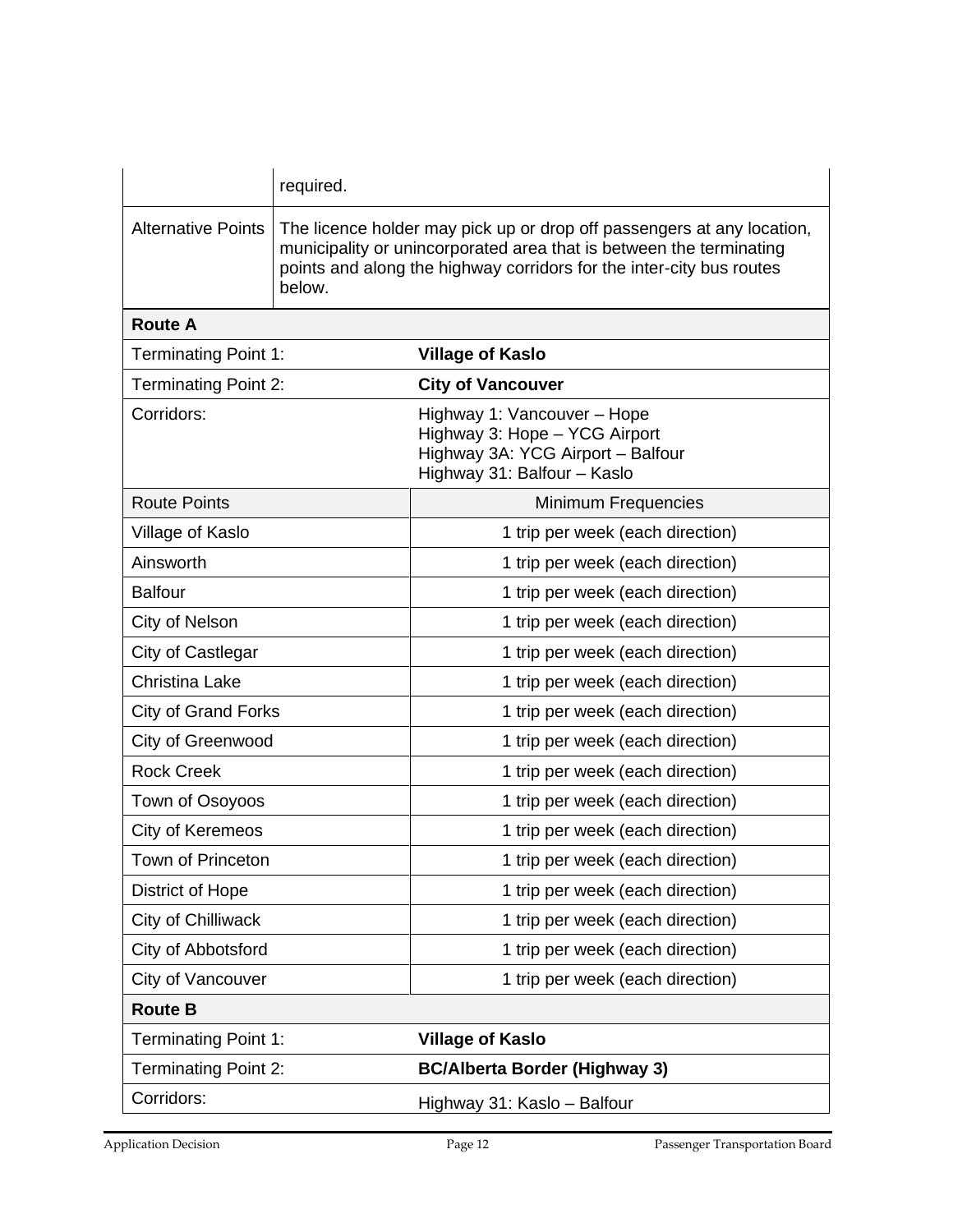| | |
|---|---|
| | required. |
| Alternative Points | The licence holder may pick up or drop off passengers at any location, municipality or unincorporated area that is between the terminating points and along the highway corridors for the inter-city bus routes below. |

| **Route A** | |
|---|---|
| Terminating Point 1: | **Village of Kaslo** |
| Terminating Point 2: | **City of Vancouver** |
| Corridors: | Highway 1: Vancouver – Hope<br>Highway 3: Hope – YCG Airport<br>Highway 3A: YCG Airport – Balfour<br>Highway 31: Balfour – Kaslo |
| Route Points | Minimum Frequencies |
| Village of Kaslo | 1 trip per week (each direction) |
| Ainsworth | 1 trip per week (each direction) |
| Balfour | 1 trip per week (each direction) |
| City of Nelson | 1 trip per week (each direction) |
| City of Castlegar | 1 trip per week (each direction) |
| Christina Lake | 1 trip per week (each direction) |
| City of Grand Forks | 1 trip per week (each direction) |
| City of Greenwood | 1 trip per week (each direction) |
| Rock Creek | 1 trip per week (each direction) |
| Town of Osoyoos | 1 trip per week (each direction) |
| City of Keremeos | 1 trip per week (each direction) |
| Town of Princeton | 1 trip per week (each direction) |
| District of Hope | 1 trip per week (each direction) |
| City of Chilliwack | 1 trip per week (each direction) |
| City of Abbotsford | 1 trip per week (each direction) |
| City of Vancouver | 1 trip per week (each direction) |
| **Route B** | |
| Terminating Point 1: | **Village of Kaslo** |
| Terminating Point 2: | **BC/Alberta Border (Highway 3)** |
| Corridors: | Highway 31: Kaslo – Balfour |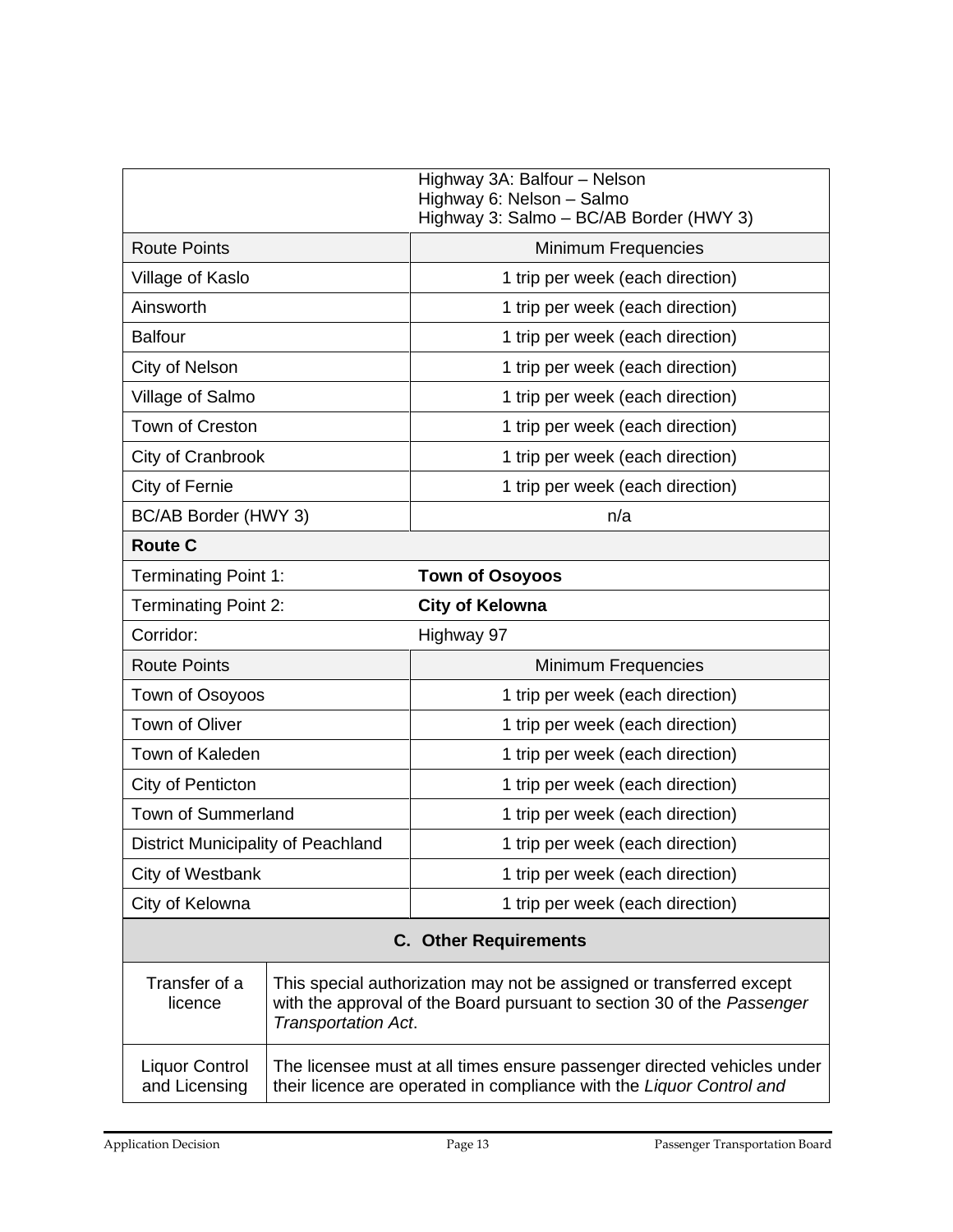| | |
|---|---|
| | Highway 3A: Balfour – Nelson<br>Highway 6: Nelson – Salmo<br>Highway 3: Salmo – BC/AB Border (HWY 3) |
| Route Points | Minimum Frequencies |
| Village of Kaslo | 1 trip per week (each direction) |
| Ainsworth | 1 trip per week (each direction) |
| Balfour | 1 trip per week (each direction) |
| City of Nelson | 1 trip per week (each direction) |
| Village of Salmo | 1 trip per week (each direction) |
| Town of Creston | 1 trip per week (each direction) |
| City of Cranbrook | 1 trip per week (each direction) |
| City of Fernie | 1 trip per week (each direction) |
| BC/AB Border (HWY 3) | n/a |
| **Route C** | |
| Terminating Point 1: | **Town of Osoyoos** |
| Terminating Point 2: | **City of Kelowna** |
| Corridor: | Highway 97 |
| Route Points | Minimum Frequencies |
| Town of Osoyoos | 1 trip per week (each direction) |
| Town of Oliver | 1 trip per week (each direction) |
| Town of Kaleden | 1 trip per week (each direction) |
| City of Penticton | 1 trip per week (each direction) |
| Town of Summerland | 1 trip per week (each direction) |
| District Municipality of Peachland | 1 trip per week (each direction) |
| City of Westbank | 1 trip per week (each direction) |
| City of Kelowna | 1 trip per week (each direction) |

| **C. Other Requirements** | |
|---|---|
| Transfer of a licence | This special authorization may not be assigned or transferred except with the approval of the Board pursuant to section 30 of the *Passenger Transportation Act*. |
| Liquor Control and Licensing | The licensee must at all times ensure passenger directed vehicles under their licence are operated in compliance with the *Liquor Control and* |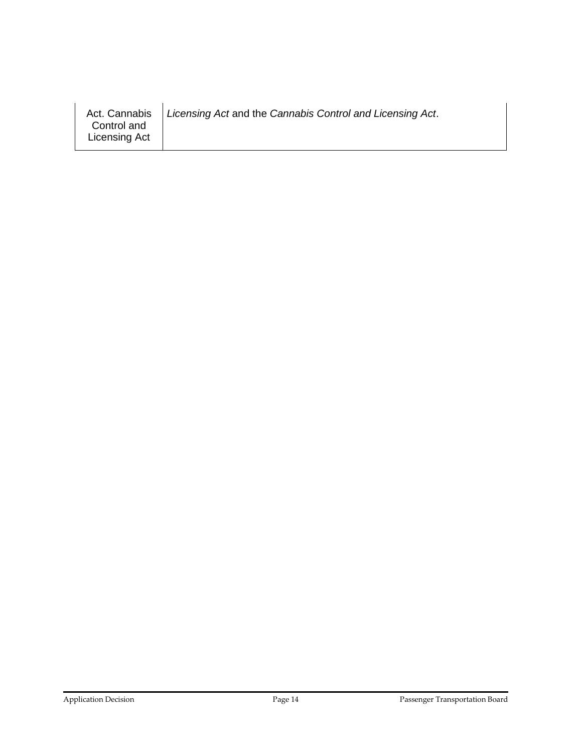| | |
|---|---|
| Act. Cannabis Control and Licensing Act | *Licensing Act* and the *Cannabis Control and Licensing Act*. |